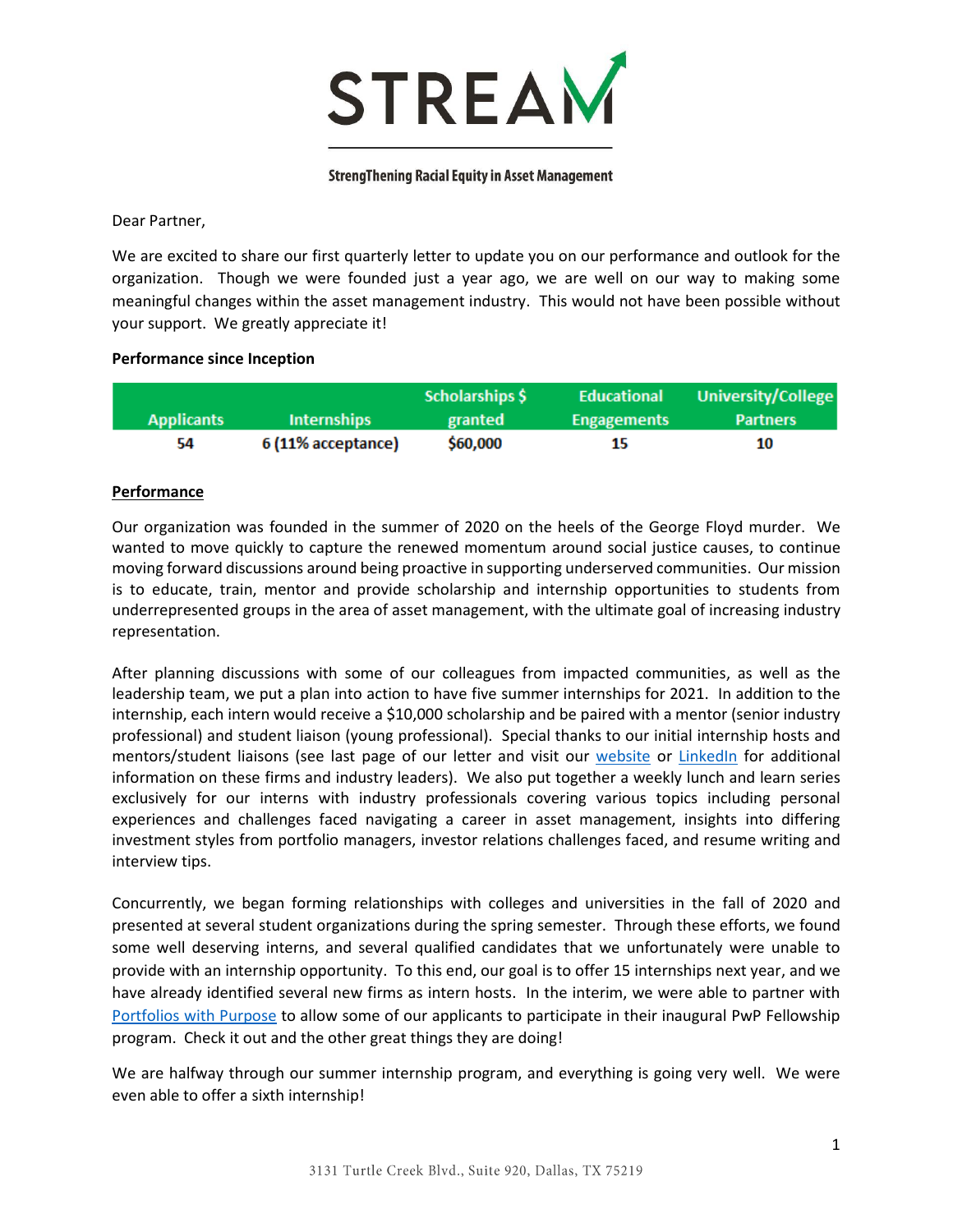# STREAM

**StrengThening Racial Equity in Asset Management**

Dear Partner,

We are excited to share our first quarterly letter to update you on our performance and outlook for the organization. Though we were founded just a year ago, we are well on our way to making some meaningful changes within the asset management industry. This would not have been possible without your support. We greatly appreciate it!

**Performance since Inception**

| Applicants | Internships | Scholarships $ granted | Educational Engagements | University/College Partners |
|---|---|---|---|---|
| 54 | 6 (11% acceptance) | $60,000 | 15 | 10 |

## Performance

Our organization was founded in the summer of 2020 on the heels of the George Floyd murder. We wanted to move quickly to capture the renewed momentum around social justice causes, to continue moving forward discussions around being proactive in supporting underserved communities. Our mission is to educate, train, mentor and provide scholarship and internship opportunities to students from underrepresented groups in the area of asset management, with the ultimate goal of increasing industry representation.

After planning discussions with some of our colleagues from impacted communities, as well as the leadership team, we put a plan into action to have five summer internships for 2021. In addition to the internship, each intern would receive a $10,000 scholarship and be paired with a mentor (senior industry professional) and student liaison (young professional). Special thanks to our initial internship hosts and mentors/student liaisons (see last page of our letter and visit our website or LinkedIn for additional information on these firms and industry leaders). We also put together a weekly lunch and learn series exclusively for our interns with industry professionals covering various topics including personal experiences and challenges faced navigating a career in asset management, insights into differing investment styles from portfolio managers, investor relations challenges faced, and resume writing and interview tips.

Concurrently, we began forming relationships with colleges and universities in the fall of 2020 and presented at several student organizations during the spring semester. Through these efforts, we found some well deserving interns, and several qualified candidates that we unfortunately were unable to provide with an internship opportunity. To this end, our goal is to offer 15 internships next year, and we have already identified several new firms as intern hosts. In the interim, we were able to partner with Portfolios with Purpose to allow some of our applicants to participate in their inaugural PwP Fellowship program. Check it out and the other great things they are doing!

We are halfway through our summer internship program, and everything is going very well. We were even able to offer a sixth internship!

3131 Turtle Creek Blvd., Suite 920, Dallas, TX 75219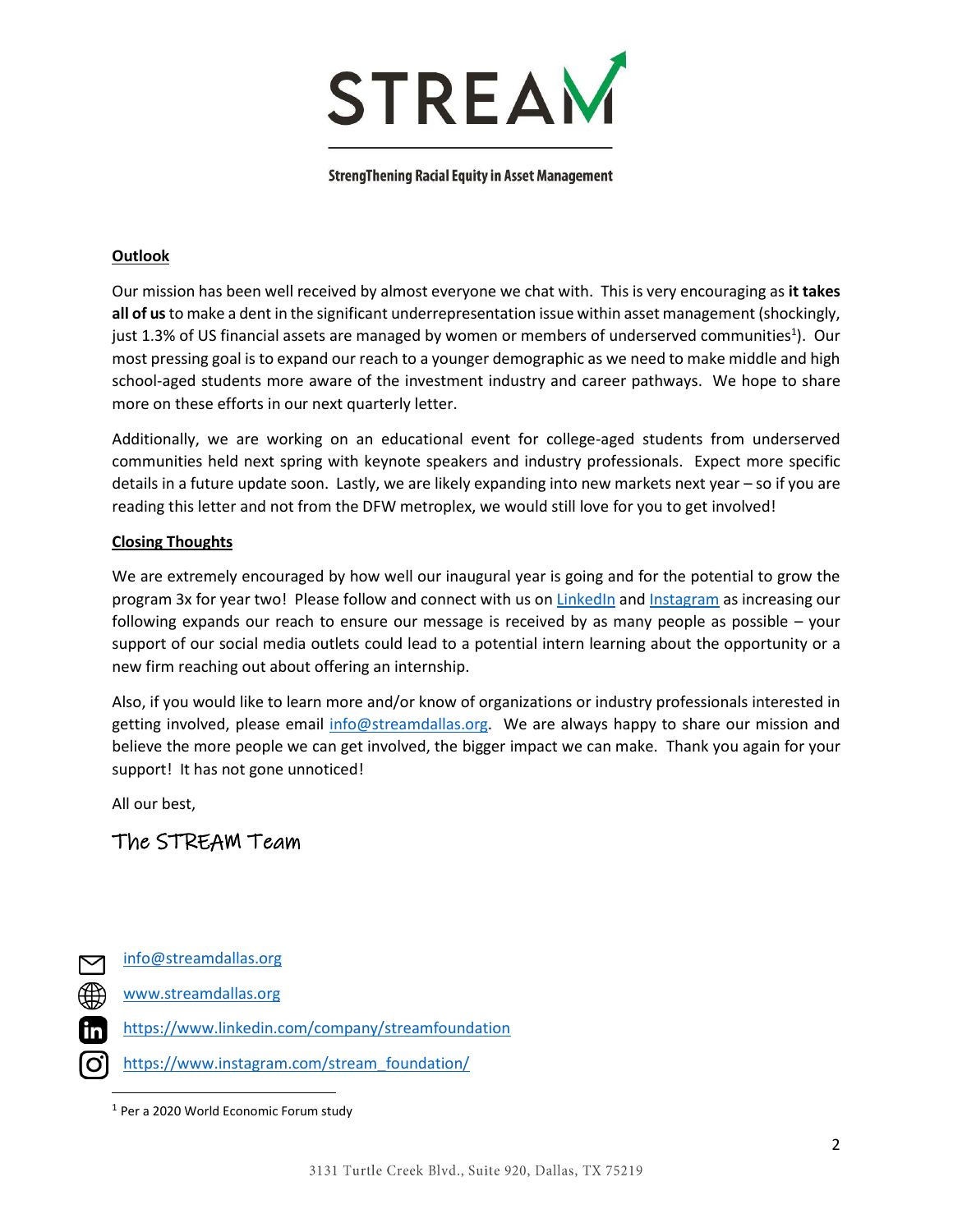STREAM

StrengThening Racial Equity in Asset Management

**Outlook**

Our mission has been well received by almost everyone we chat with. This is very encouraging as **it takes all of us** to make a dent in the significant underrepresentation issue within asset management (shockingly, just 1.3% of US financial assets are managed by women or members of underserved communities[1]). Our most pressing goal is to expand our reach to a younger demographic as we need to make middle and high school-aged students more aware of the investment industry and career pathways. We hope to share more on these efforts in our next quarterly letter.

Additionally, we are working on an educational event for college-aged students from underserved communities held next spring with keynote speakers and industry professionals. Expect more specific details in a future update soon. Lastly, we are likely expanding into new markets next year – so if you are reading this letter and not from the DFW metroplex, we would still love for you to get involved!

**Closing Thoughts**

We are extremely encouraged by how well our inaugural year is going and for the potential to grow the program 3x for year two! Please follow and connect with us on [LinkedIn](https://www.linkedin.com/company/streamfoundation) and [Instagram](https://www.instagram.com/stream_foundation/) as increasing our following expands our reach to ensure our message is received by as many people as possible – your support of our social media outlets could lead to a potential intern learning about the opportunity or a new firm reaching out about offering an internship.

Also, if you would like to learn more and/or know of organizations or industry professionals interested in getting involved, please email info@streamdallas.org. We are always happy to share our mission and believe the more people we can get involved, the bigger impact we can make. Thank you again for your support! It has not gone unnoticed!

All our best,

The STREAM Team

info@streamdallas.org

www.streamdallas.org

https://www.linkedin.com/company/streamfoundation

https://www.instagram.com/stream_foundation/

[1] Per a 2020 World Economic Forum study

3131 Turtle Creek Blvd., Suite 920, Dallas, TX 75219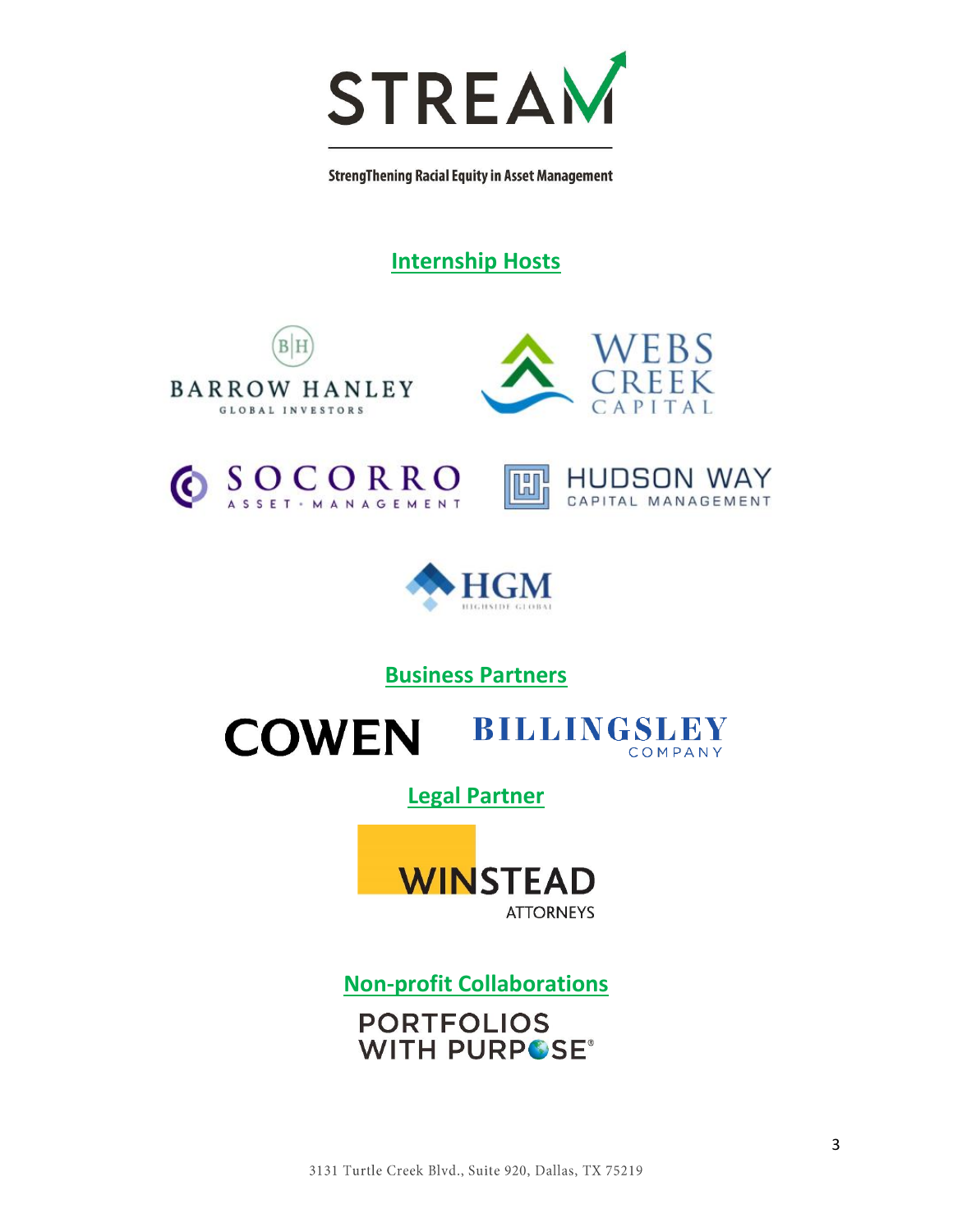# STREAM

StrengThening Racial Equity in Asset Management

## Internship Hosts

BARROW HANLEY GLOBAL INVESTORS

WEBS CREEK CAPITAL

SOCORRO ASSET MANAGEMENT

HUDSON WAY CAPITAL MANAGEMENT

HGM HIGHSIDE GLOBAL

## Business Partners

COWEN

BILLINGSLEY COMPANY

## Legal Partner

WINSTEAD ATTORNEYS

## Non-profit Collaborations

PORTFOLIOS WITH PURPOSE®

3131 Turtle Creek Blvd., Suite 920, Dallas, TX 75219